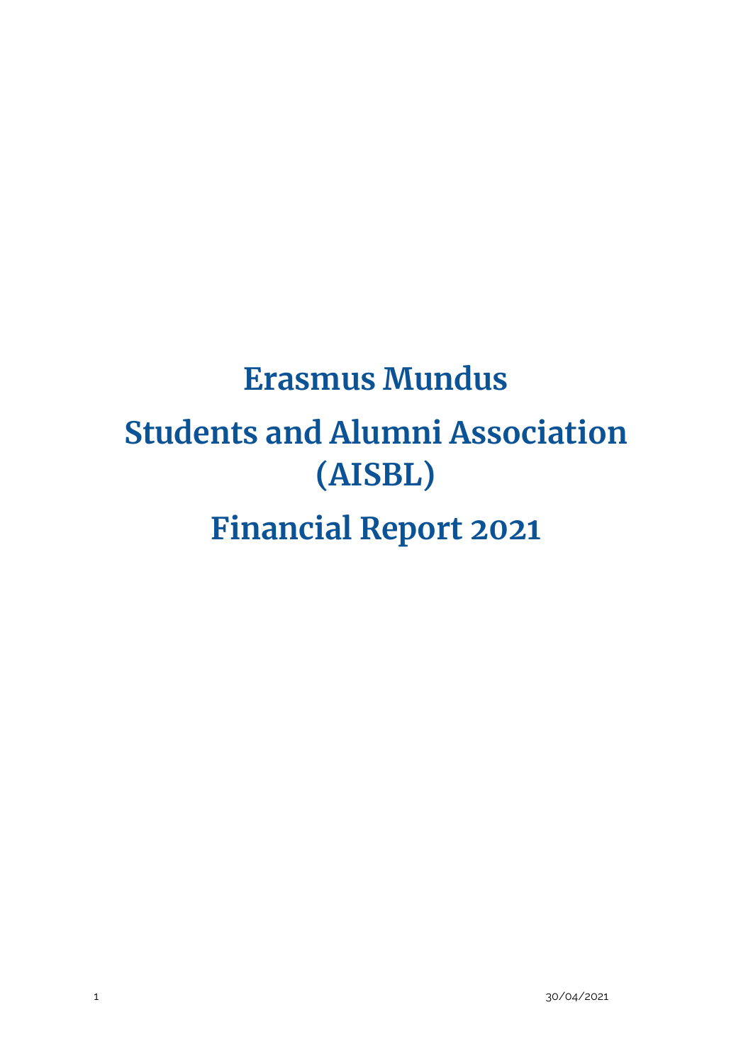# Erasmus Mundus

# Students and Alumni Association (AISBL)

# Financial Report 2021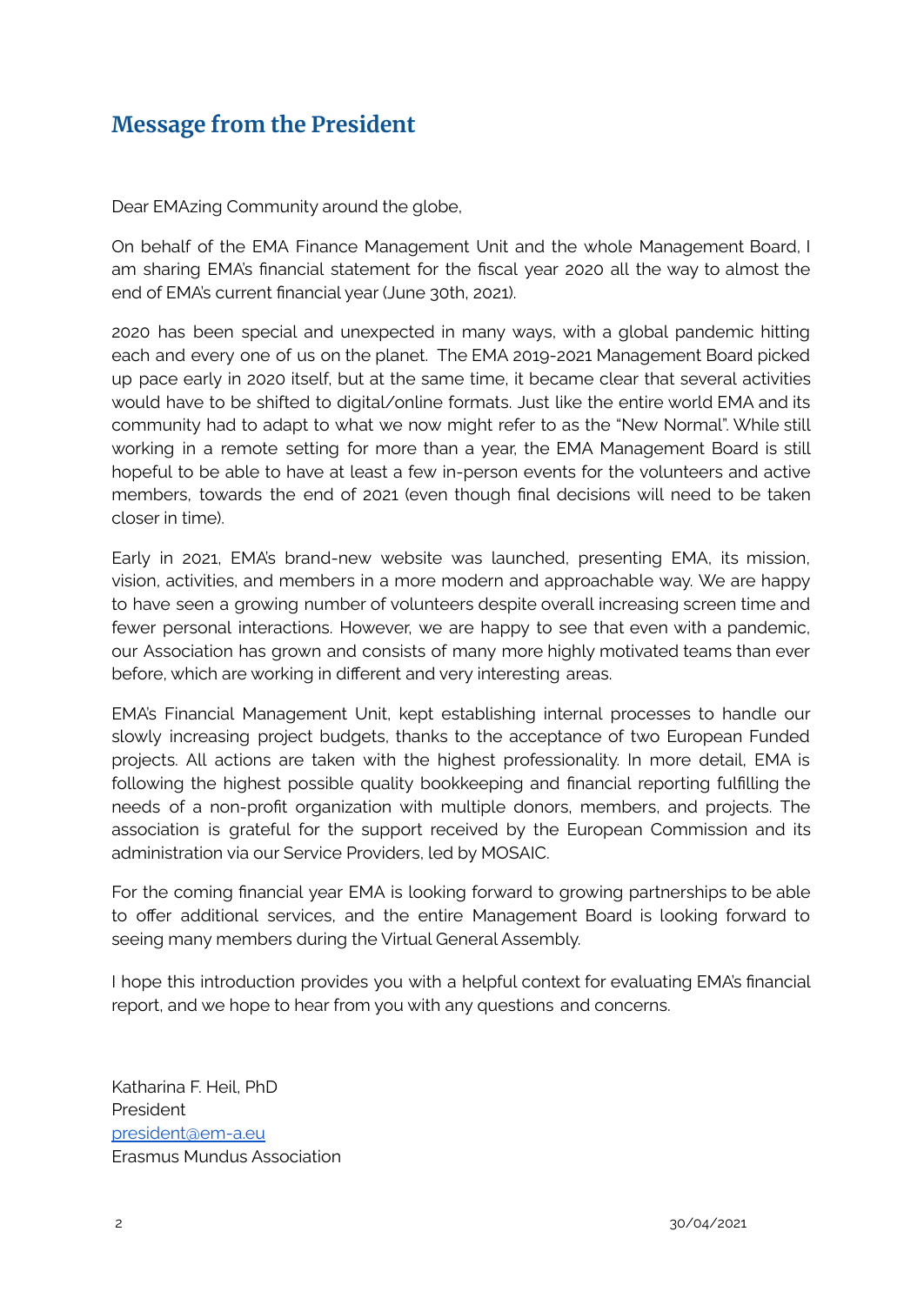## Message from the President

Dear EMAzing Community around the globe,

On behalf of the EMA Finance Management Unit and the whole Management Board, I am sharing EMA's financial statement for the fiscal year 2020 all the way to almost the end of EMA's current financial year (June 30th, 2021).

2020 has been special and unexpected in many ways, with a global pandemic hitting each and every one of us on the planet. The EMA 2019-2021 Management Board picked up pace early in 2020 itself, but at the same time, it became clear that several activities would have to be shifted to digital/online formats. Just like the entire world EMA and its community had to adapt to what we now might refer to as the "New Normal". While still working in a remote setting for more than a year, the EMA Management Board is still hopeful to be able to have at least a few in-person events for the volunteers and active members, towards the end of 2021 (even though final decisions will need to be taken closer in time).

Early in 2021, EMA's brand-new website was launched, presenting EMA, its mission, vision, activities, and members in a more modern and approachable way. We are happy to have seen a growing number of volunteers despite overall increasing screen time and fewer personal interactions. However, we are happy to see that even with a pandemic, our Association has grown and consists of many more highly motivated teams than ever before, which are working in different and very interesting areas.

EMA's Financial Management Unit, kept establishing internal processes to handle our slowly increasing project budgets, thanks to the acceptance of two European Funded projects. All actions are taken with the highest professionality. In more detail, EMA is following the highest possible quality bookkeeping and financial reporting fulfilling the needs of a non-profit organization with multiple donors, members, and projects. The association is grateful for the support received by the European Commission and its administration via our Service Providers, led by MOSAIC.

For the coming financial year EMA is looking forward to growing partnerships to be able to offer additional services, and the entire Management Board is looking forward to seeing many members during the Virtual General Assembly.

I hope this introduction provides you with a helpful context for evaluating EMA's financial report, and we hope to hear from you with any questions and concerns.

Katharina F. Heil, PhD
President
president@em-a.eu
Erasmus Mundus Association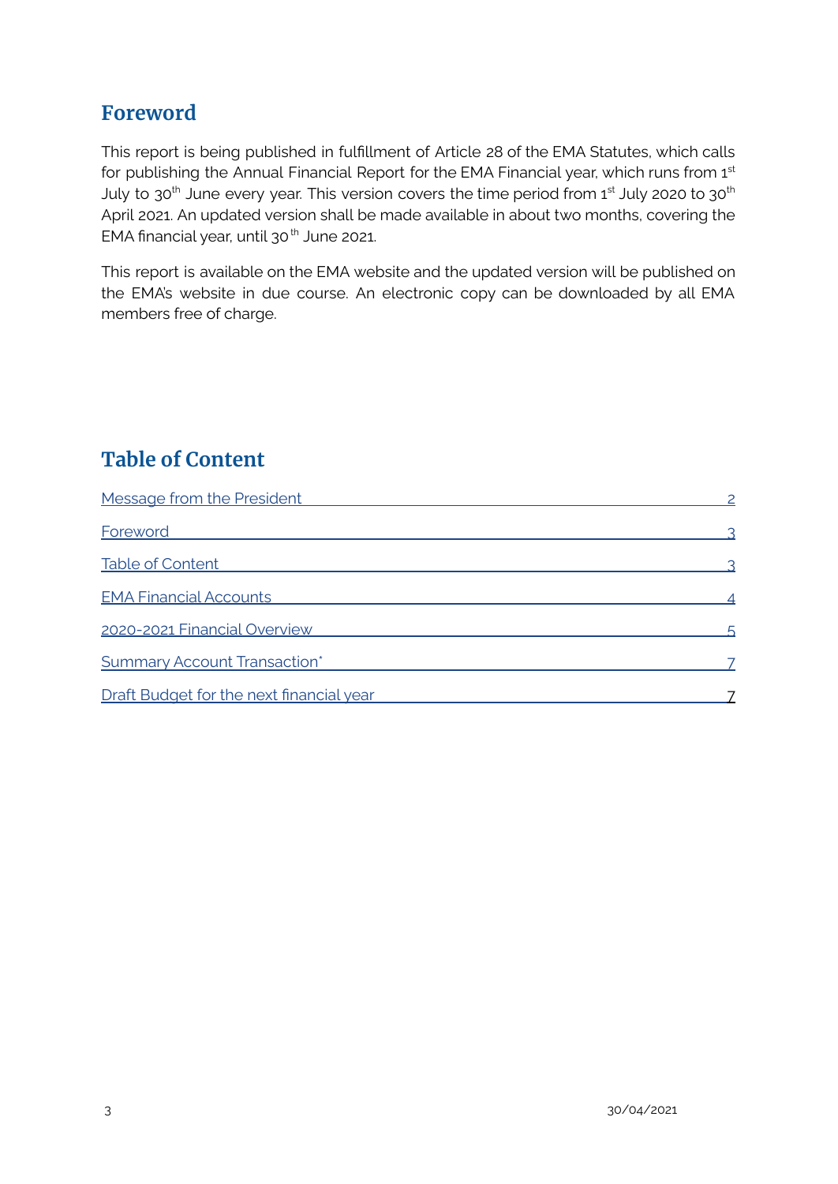## Foreword

This report is being published in fulfillment of Article 28 of the EMA Statutes, which calls for publishing the Annual Financial Report for the EMA Financial year, which runs from 1st July to 30th June every year. This version covers the time period from 1st July 2020 to 30th April 2021. An updated version shall be made available in about two months, covering the EMA financial year, until 30th June 2021.

This report is available on the EMA website and the updated version will be published on the EMA's website in due course. An electronic copy can be downloaded by all EMA members free of charge.

## Table of Content

Message from the President ........ 2

Foreword ........ 3

Table of Content ........ 3

EMA Financial Accounts ........ 4

2020-2021 Financial Overview ........ 5

Summary Account Transaction* ........ 7

Draft Budget for the next financial year ........ 7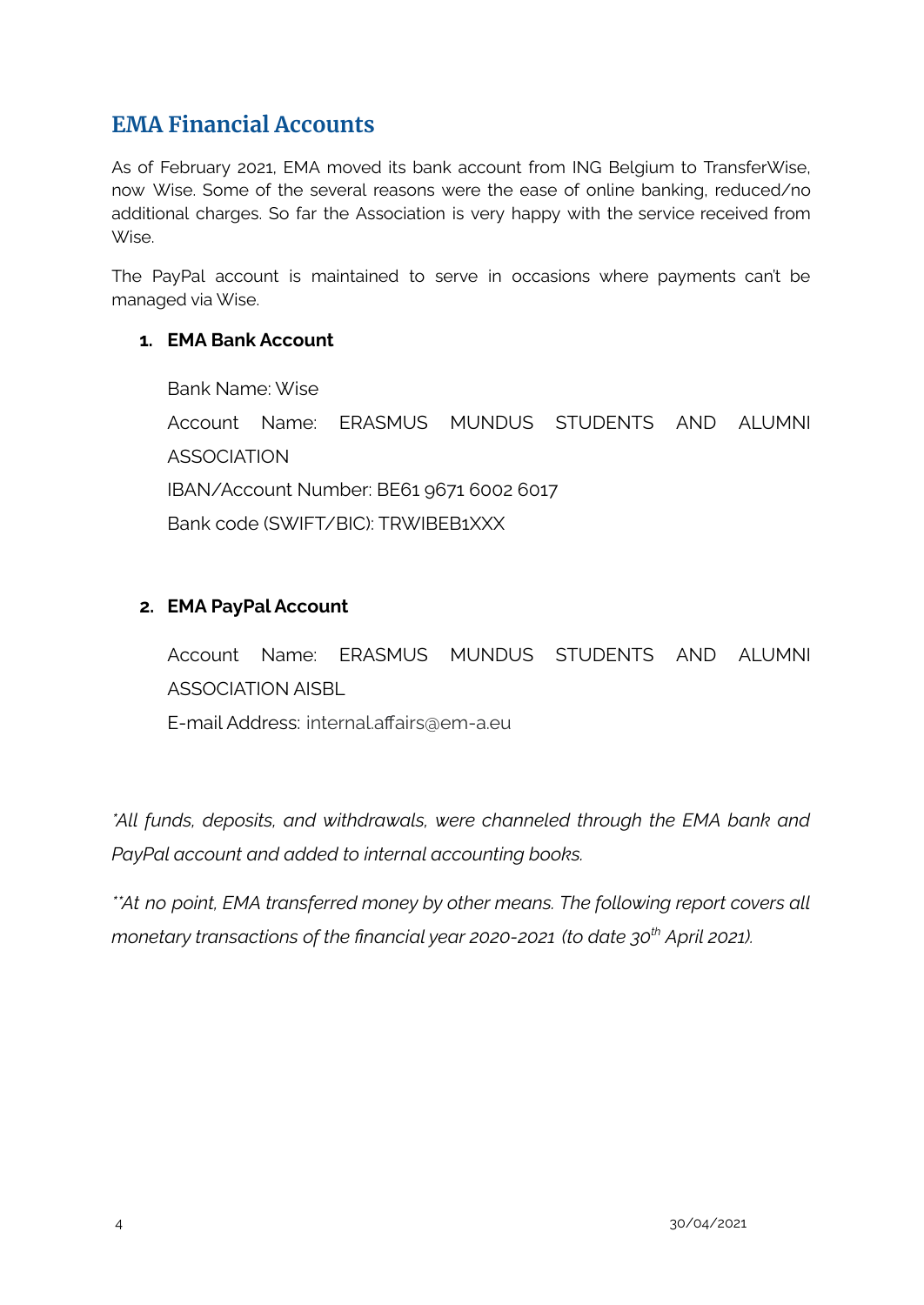## EMA Financial Accounts

As of February 2021, EMA moved its bank account from ING Belgium to TransferWise, now Wise. Some of the several reasons were the ease of online banking, reduced/no additional charges. So far the Association is very happy with the service received from Wise.

The PayPal account is maintained to serve in occasions where payments can't be managed via Wise.

1. **EMA Bank Account**

   Bank Name: Wise

   Account Name: ERASMUS MUNDUS STUDENTS AND ALUMNI ASSOCIATION

   IBAN/Account Number: BE61 9671 6002 6017

   Bank code (SWIFT/BIC): TRWIBEB1XXX

2. **EMA PayPal Account**

   Account Name: ERASMUS MUNDUS STUDENTS AND ALUMNI ASSOCIATION AISBL

   E-mail Address: internal.affairs@em-a.eu

*\*All funds, deposits, and withdrawals, were channeled through the EMA bank and PayPal account and added to internal accounting books.*

*\*\*At no point, EMA transferred money by other means. The following report covers all monetary transactions of the financial year 2020-2021 (to date 30th April 2021).*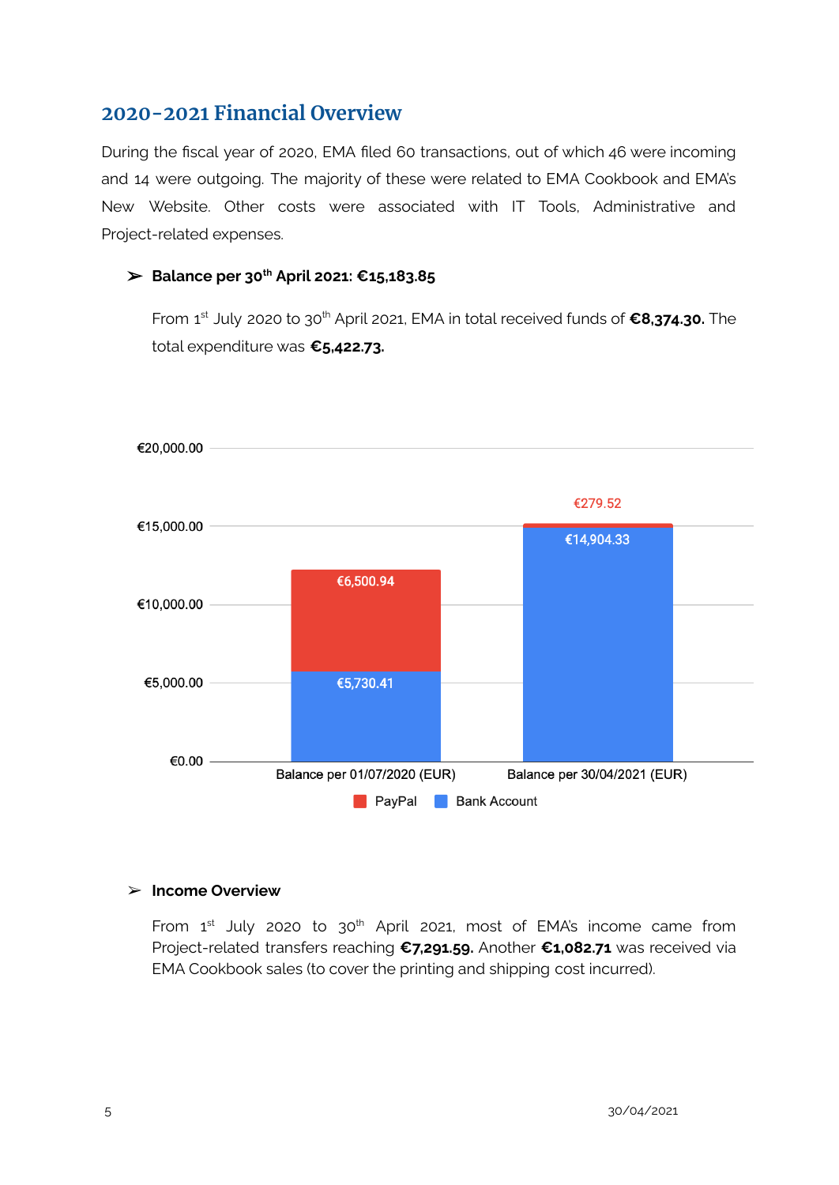## 2020-2021 Financial Overview

During the fiscal year of 2020, EMA filed 60 transactions, out of which 46 were incoming and 14 were outgoing. The majority of these were related to EMA Cookbook and EMA's New Website. Other costs were associated with IT Tools, Administrative and Project-related expenses.

- **Balance per 30th April 2021: €15,183.85**

  From 1st July 2020 to 30th April 2021, EMA in total received funds of **€8,374.30.** The total expenditure was **€5,422.73.**

| | Balance per 01/07/2020 (EUR) | Balance per 30/04/2021 (EUR) |
|---|---|---|
| PayPal | €6,500.94 | €279.52 |
| Bank Account | €5,730.41 | €14,904.33 |

- **Income Overview**

  From 1st July 2020 to 30th April 2021, most of EMA's income came from Project-related transfers reaching **€7,291.59.** Another **€1,082.71** was received via EMA Cookbook sales (to cover the printing and shipping cost incurred).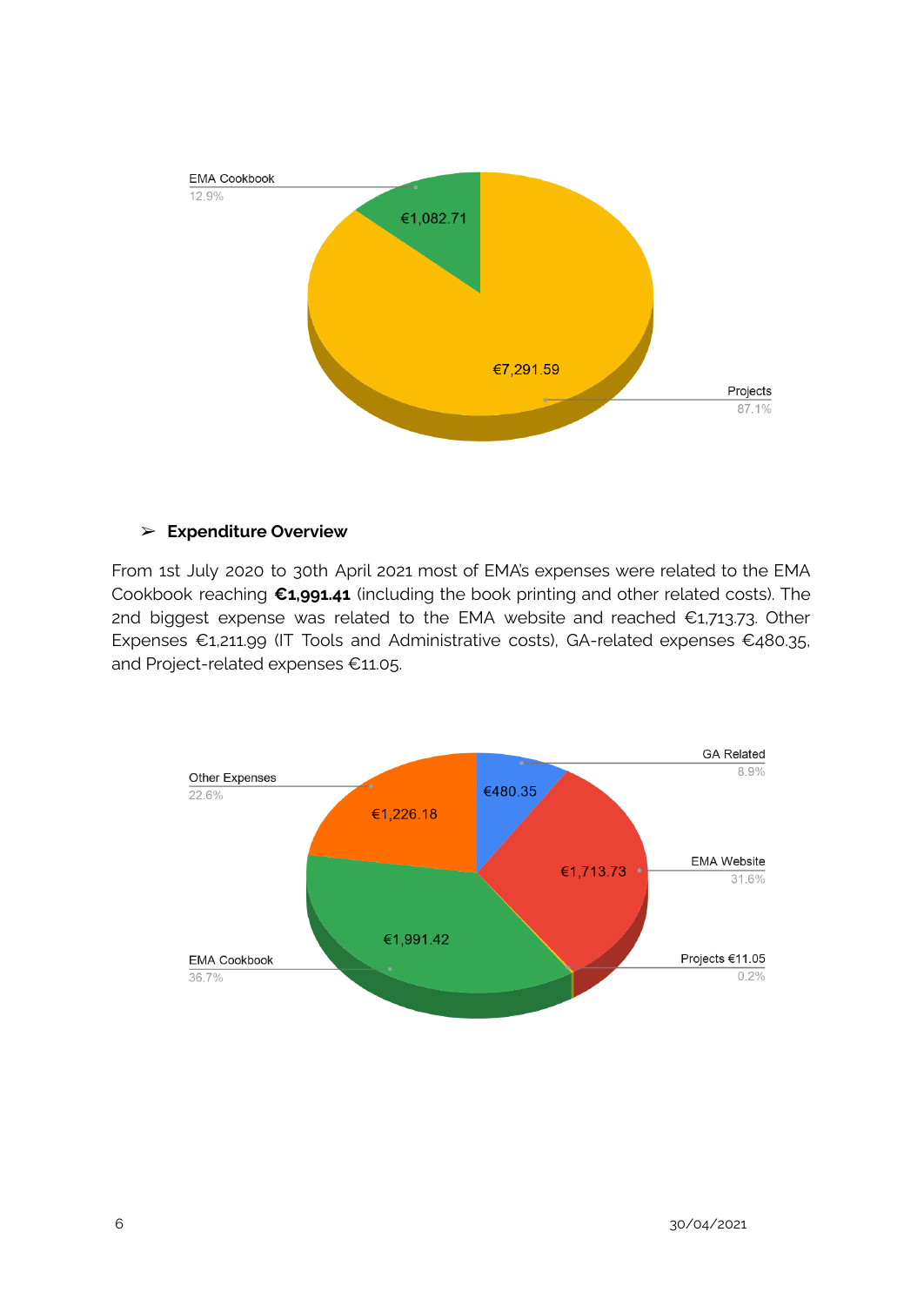EMA Cookbook
12.9%

€1,082.71

€7,291.59

Projects
87.1%

### ➢ **Expenditure Overview**

From 1st July 2020 to 30th April 2021 most of EMA's expenses were related to the EMA Cookbook reaching **€1,991.41** (including the book printing and other related costs). The 2nd biggest expense was related to the EMA website and reached €1,713.73. Other Expenses €1,211.99 (IT Tools and Administrative costs), GA-related expenses €480.35, and Project-related expenses €11.05.

GA Related
8.9%

Other Expenses
22.6%

€480.35

€1,226.18

€1,713.73

EMA Website
31.6%

€1,991.42

EMA Cookbook
36.7%

Projects €11.05
0.2%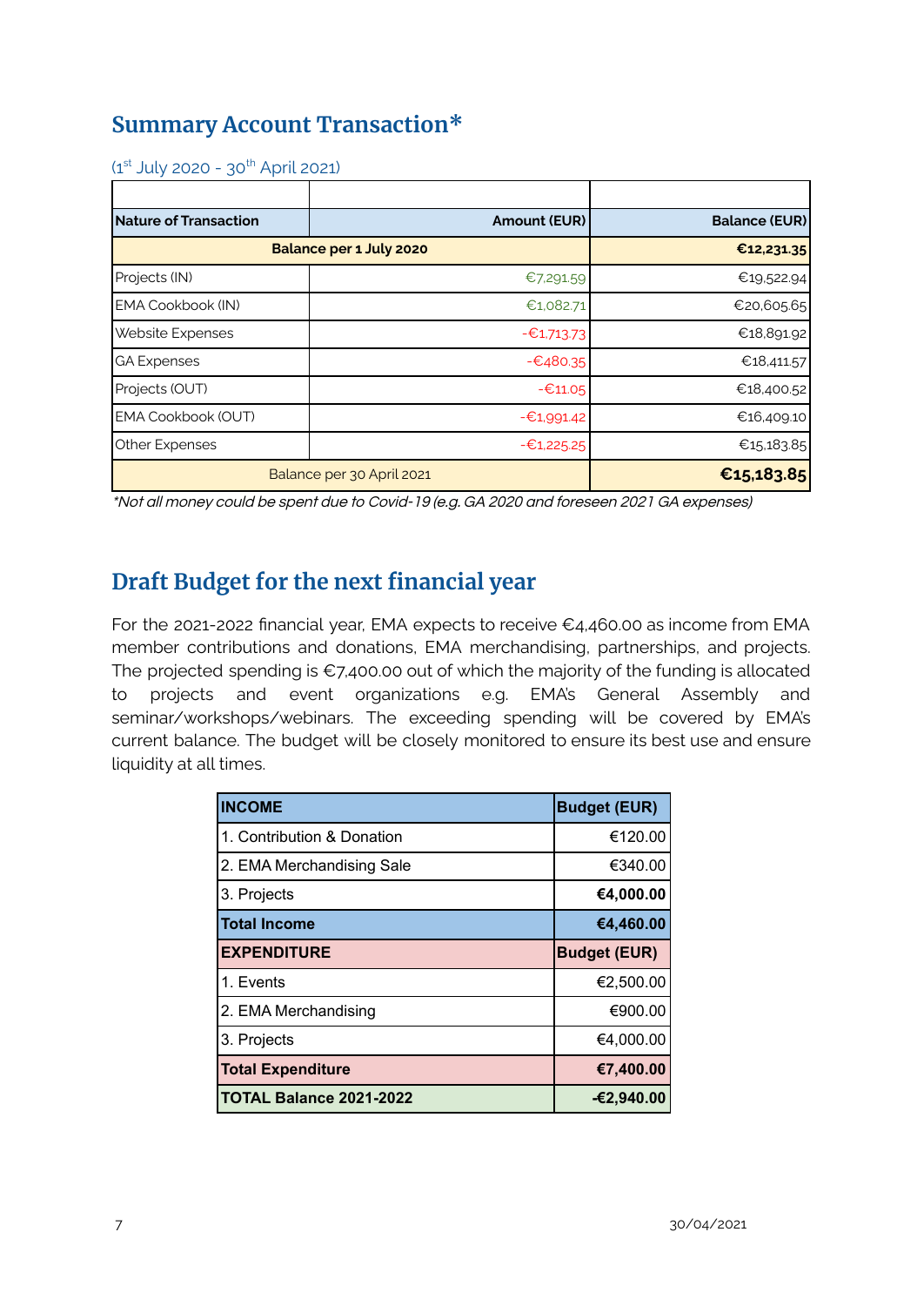## Summary Account Transaction*

(1st July 2020 - 30th April 2021)

| Nature of Transaction | Amount (EUR) | Balance (EUR) |
|---|---|---|
| Balance per 1 July 2020 | | €12,231.35 |
| Projects (IN) | €7,291.59 | €19,522.94 |
| EMA Cookbook (IN) | €1,082.71 | €20,605.65 |
| Website Expenses | -€1,713.73 | €18,891.92 |
| GA Expenses | -€480.35 | €18,411.57 |
| Projects (OUT) | -€11.05 | €18,400.52 |
| EMA Cookbook (OUT) | -€1,991.42 | €16,409.10 |
| Other Expenses | -€1,225.25 | €15,183.85 |
| Balance per 30 April 2021 | | €15,183.85 |

*Not all money could be spent due to Covid-19 (e.g. GA 2020 and foreseen 2021 GA expenses)*

## Draft Budget for the next financial year

For the 2021-2022 financial year, EMA expects to receive €4,460.00 as income from EMA member contributions and donations, EMA merchandising, partnerships, and projects. The projected spending is €7,400.00 out of which the majority of the funding is allocated to projects and event organizations e.g. EMA's General Assembly and seminar/workshops/webinars. The exceeding spending will be covered by EMA's current balance. The budget will be closely monitored to ensure its best use and ensure liquidity at all times.

| INCOME | Budget (EUR) |
|---|---|
| 1. Contribution & Donation | €120.00 |
| 2. EMA Merchandising Sale | €340.00 |
| 3. Projects | **€4,000.00** |
| **Total Income** | **€4,460.00** |
| **EXPENDITURE** | **Budget (EUR)** |
| 1. Events | €2,500.00 |
| 2. EMA Merchandising | €900.00 |
| 3. Projects | €4,000.00 |
| **Total Expenditure** | **€7,400.00** |
| **TOTAL Balance 2021-2022** | **-€2,940.00** |

30/04/2021